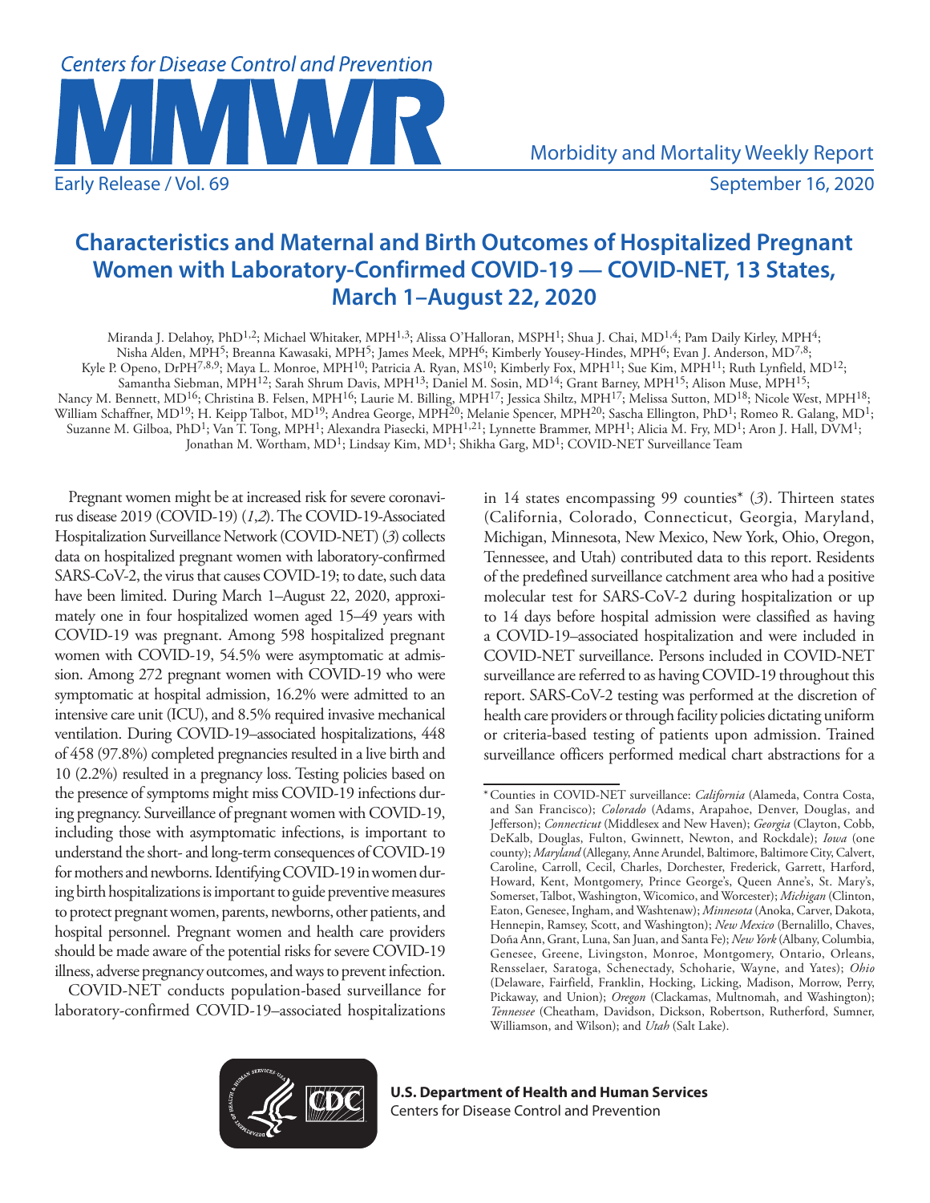# Characteristics and Maternal and Birth Outcomes of Hospitalized Pregnant Women with Laboratory-Confirmed COVID-19 — COVID-NET, 13 States, March 1–August 22, 2020

Miranda J. Delahoy, PhD[1,2]; Michael Whitaker, MPH[1,3]; Alissa O'Halloran, MSPH[1]; Shua J. Chai, MD[1,4]; Pam Daily Kirley, MPH[4]; Nisha Alden, MPH[5]; Breanna Kawasaki, MPH[5]; James Meek, MPH[6]; Kimberly Yousey-Hindes, MPH[6]; Evan J. Anderson, MD[7,8]; Kyle P. Openo, DrPH[7,8,9]; Maya L. Monroe, MPH[10]; Patricia A. Ryan, MS[10]; Kimberly Fox, MPH[11]; Sue Kim, MPH[11]; Ruth Lynfield, MD[12]; Samantha Siebman, MPH[12]; Sarah Shrum Davis, MPH[13]; Daniel M. Sosin, MD[14]; Grant Barney, MPH[15]; Alison Muse, MPH[15]; Nancy M. Bennett, MD[16]; Christina B. Felsen, MPH[16]; Laurie M. Billing, MPH[17]; Jessica Shiltz, MPH[17]; Melissa Sutton, MD[18]; Nicole West, MPH[18]; William Schaffner, MD[19]; H. Keipp Talbot, MD[19]; Andrea George, MPH[20]; Melanie Spencer, MPH[20]; Sascha Ellington, PhD[1]; Romeo R. Galang, MD[1]; Suzanne M. Gilboa, PhD[1]; Van T. Tong, MPH[1]; Alexandra Piasecki, MPH[1,21]; Lynnette Brammer, MPH[1]; Alicia M. Fry, MD[1]; Aron J. Hall, DVM[1]; Jonathan M. Wortham, MD[1]; Lindsay Kim, MD[1]; Shikha Garg, MD[1]; COVID-NET Surveillance Team

Pregnant women might be at increased risk for severe coronavirus disease 2019 (COVID-19) (*1*,*2*). The COVID-19-Associated Hospitalization Surveillance Network (COVID-NET) (*3*) collects data on hospitalized pregnant women with laboratory-confirmed SARS-CoV-2, the virus that causes COVID-19; to date, such data have been limited. During March 1–August 22, 2020, approximately one in four hospitalized women aged 15–49 years with COVID-19 was pregnant. Among 598 hospitalized pregnant women with COVID-19, 54.5% were asymptomatic at admission. Among 272 pregnant women with COVID-19 who were symptomatic at hospital admission, 16.2% were admitted to an intensive care unit (ICU), and 8.5% required invasive mechanical ventilation. During COVID-19–associated hospitalizations, 448 of 458 (97.8%) completed pregnancies resulted in a live birth and 10 (2.2%) resulted in a pregnancy loss. Testing policies based on the presence of symptoms might miss COVID-19 infections during pregnancy. Surveillance of pregnant women with COVID-19, including those with asymptomatic infections, is important to understand the short- and long-term consequences of COVID-19 for mothers and newborns. Identifying COVID-19 in women during birth hospitalizations is important to guide preventive measures to protect pregnant women, parents, newborns, other patients, and hospital personnel. Pregnant women and health care providers should be made aware of the potential risks for severe COVID-19 illness, adverse pregnancy outcomes, and ways to prevent infection.

COVID-NET conducts population-based surveillance for laboratory-confirmed COVID-19–associated hospitalizations in 14 states encompassing 99 counties* (*3*). Thirteen states (California, Colorado, Connecticut, Georgia, Maryland, Michigan, Minnesota, New Mexico, New York, Ohio, Oregon, Tennessee, and Utah) contributed data to this report. Residents of the predefined surveillance catchment area who had a positive molecular test for SARS-CoV-2 during hospitalization or up to 14 days before hospital admission were classified as having a COVID-19–associated hospitalization and were included in COVID-NET surveillance. Persons included in COVID-NET surveillance are referred to as having COVID-19 throughout this report. SARS-CoV-2 testing was performed at the discretion of health care providers or through facility policies dictating uniform or criteria-based testing of patients upon admission. Trained surveillance officers performed medical chart abstractions for a

\* Counties in COVID-NET surveillance: *California* (Alameda, Contra Costa, and San Francisco); *Colorado* (Adams, Arapahoe, Denver, Douglas, and Jefferson); *Connecticut* (Middlesex and New Haven); *Georgia* (Clayton, Cobb, DeKalb, Douglas, Fulton, Gwinnett, Newton, and Rockdale); *Iowa* (one county); *Maryland* (Allegany, Anne Arundel, Baltimore, Baltimore City, Calvert, Caroline, Carroll, Cecil, Charles, Dorchester, Frederick, Garrett, Harford, Howard, Kent, Montgomery, Prince George's, Queen Anne's, St. Mary's, Somerset, Talbot, Washington, Wicomico, and Worcester); *Michigan* (Clinton, Eaton, Genesee, Ingham, and Washtenaw); *Minnesota* (Anoka, Carver, Dakota, Hennepin, Ramsey, Scott, and Washington); *New Mexico* (Bernalillo, Chaves, Doña Ann, Grant, Luna, San Juan, and Santa Fe); *New York* (Albany, Columbia, Genesee, Greene, Livingston, Monroe, Montgomery, Ontario, Orleans, Rensselaer, Saratoga, Schenectady, Schoharie, Wayne, and Yates); *Ohio* (Delaware, Fairfield, Franklin, Hocking, Licking, Madison, Morrow, Perry, Pickaway, and Union); *Oregon* (Clackamas, Multnomah, and Washington); *Tennessee* (Cheatham, Davidson, Dickson, Robertson, Rutherford, Sumner, Williamson, and Wilson); and *Utah* (Salt Lake).

**U.S. Department of Health and Human Services**
Centers for Disease Control and Prevention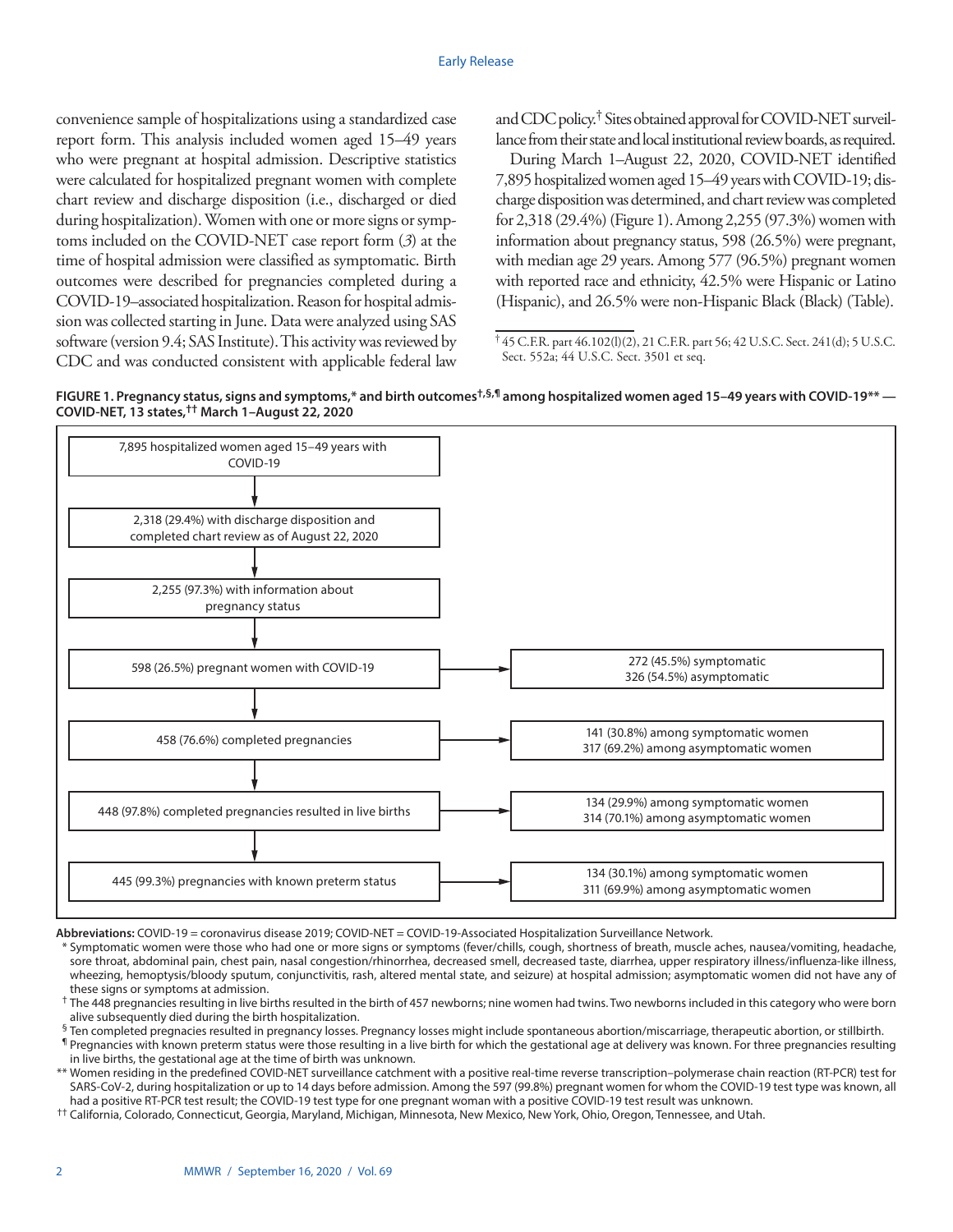convenience sample of hospitalizations using a standardized case report form. This analysis included women aged 15–49 years who were pregnant at hospital admission. Descriptive statistics were calculated for hospitalized pregnant women with complete chart review and discharge disposition (i.e., discharged or died during hospitalization). Women with one or more signs or symptoms included on the COVID-NET case report form (*3*) at the time of hospital admission were classified as symptomatic. Birth outcomes were described for pregnancies completed during a COVID-19–associated hospitalization. Reason for hospital admission was collected starting in June. Data were analyzed using SAS software (version 9.4; SAS Institute). This activity was reviewed by CDC and was conducted consistent with applicable federal law and CDC policy.[†] Sites obtained approval for COVID-NET surveillance from their state and local institutional review boards, as required.

During March 1–August 22, 2020, COVID-NET identified 7,895 hospitalized women aged 15–49 years with COVID-19; discharge disposition was determined, and chart review was completed for 2,318 (29.4%) (Figure 1). Among 2,255 (97.3%) women with information about pregnancy status, 598 (26.5%) were pregnant, with median age 29 years. Among 577 (96.5%) pregnant women with reported race and ethnicity, 42.5% were Hispanic or Latino (Hispanic), and 26.5% were non-Hispanic Black (Black) (Table).

[†] 45 C.F.R. part 46.102(l)(2), 21 C.F.R. part 56; 42 U.S.C. Sect. 241(d); 5 U.S.C. Sect. 552a; 44 U.S.C. Sect. 3501 et seq.

**FIGURE 1. Pregnancy status, signs and symptoms,\* and birth outcomes[†,§,¶] among hospitalized women aged 15–49 years with COVID-19\*\* — COVID-NET, 13 states,[††] March 1–August 22, 2020**

7,895 hospitalized women aged 15–49 years with COVID-19
↓
2,318 (29.4%) with discharge disposition and completed chart review as of August 22, 2020
↓
2,255 (97.3%) with information about pregnancy status
↓
598 (26.5%) pregnant women with COVID-19 → 272 (45.5%) symptomatic; 326 (54.5%) asymptomatic
↓
458 (76.6%) completed pregnancies → 141 (30.8%) among symptomatic women; 317 (69.2%) among asymptomatic women
↓
448 (97.8%) completed pregnancies resulted in live births → 134 (29.9%) among symptomatic women; 314 (70.1%) among asymptomatic women
↓
445 (99.3%) pregnancies with known preterm status → 134 (30.1%) among symptomatic women; 311 (69.9%) among asymptomatic women

**Abbreviations:** COVID-19 = coronavirus disease 2019; COVID-NET = COVID-19-Associated Hospitalization Surveillance Network.

\* Symptomatic women were those who had one or more signs or symptoms (fever/chills, cough, shortness of breath, muscle aches, nausea/vomiting, headache, sore throat, abdominal pain, chest pain, nasal congestion/rhinorrhea, decreased smell, decreased taste, diarrhea, upper respiratory illness/influenza-like illness, wheezing, hemoptysis/bloody sputum, conjunctivitis, rash, altered mental state, and seizure) at hospital admission; asymptomatic women did not have any of these signs or symptoms at admission.

[†] The 448 pregnancies resulting in live births resulted in the birth of 457 newborns; nine women had twins. Two newborns included in this category who were born alive subsequently died during the birth hospitalization.

[§] Ten completed pregnacies resulted in pregnancy losses. Pregnancy losses might include spontaneous abortion/miscarriage, therapeutic abortion, or stillbirth.

[¶] Pregnancies with known preterm status were those resulting in a live birth for which the gestational age at delivery was known. For three pregnancies resulting in live births, the gestational age at the time of birth was unknown.

\*\* Women residing in the predefined COVID-NET surveillance catchment with a positive real-time reverse transcription–polymerase chain reaction (RT-PCR) test for SARS-CoV-2, during hospitalization or up to 14 days before admission. Among the 597 (99.8%) pregnant women for whom the COVID-19 test type was known, all had a positive RT-PCR test result; the COVID-19 test type for one pregnant woman with a positive COVID-19 test result was unknown.

[††] California, Colorado, Connecticut, Georgia, Maryland, Michigan, Minnesota, New Mexico, New York, Ohio, Oregon, Tennessee, and Utah.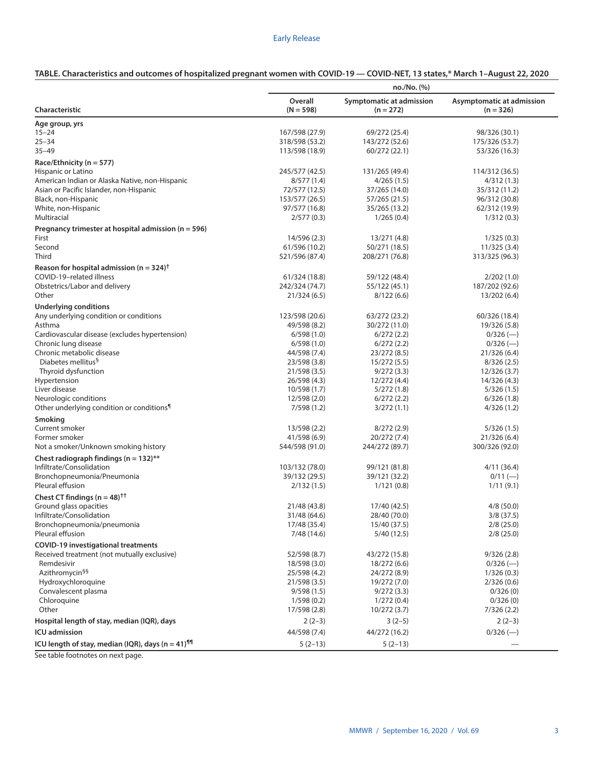**TABLE. Characteristics and outcomes of hospitalized pregnant women with COVID-19 — COVID-NET, 13 states,* March 1–August 22, 2020**

| Characteristic | no./No. (%) | | |
|---|---|---|---|
| | **Overall (N = 598)** | **Symptomatic at admission (n = 272)** | **Asymptomatic at admission (n = 326)** |
| **Age group, yrs** | | | |
| 15–24 | 167/598 (27.9) | 69/272 (25.4) | 98/326 (30.1) |
| 25–34 | 318/598 (53.2) | 143/272 (52.6) | 175/326 (53.7) |
| 35–49 | 113/598 (18.9) | 60/272 (22.1) | 53/326 (16.3) |
| **Race/Ethnicity (n = 577)** | | | |
| Hispanic or Latino | 245/577 (42.5) | 131/265 (49.4) | 114/312 (36.5) |
| American Indian or Alaska Native, non-Hispanic | 8/577 (1.4) | 4/265 (1.5) | 4/312 (1.3) |
| Asian or Pacific Islander, non-Hispanic | 72/577 (12.5) | 37/265 (14.0) | 35/312 (11.2) |
| Black, non-Hispanic | 153/577 (26.5) | 57/265 (21.5) | 96/312 (30.8) |
| White, non-Hispanic | 97/577 (16.8) | 35/265 (13.2) | 62/312 (19.9) |
| Multiracial | 2/577 (0.3) | 1/265 (0.4) | 1/312 (0.3) |
| **Pregnancy trimester at hospital admission (n = 596)** | | | |
| First | 14/596 (2.3) | 13/271 (4.8) | 1/325 (0.3) |
| Second | 61/596 (10.2) | 50/271 (18.5) | 11/325 (3.4) |
| Third | 521/596 (87.4) | 208/271 (76.8) | 313/325 (96.3) |
| **Reason for hospital admission (n = 324)[†]** | | | |
| COVID-19–related illness | 61/324 (18.8) | 59/122 (48.4) | 2/202 (1.0) |
| Obstetrics/Labor and delivery | 242/324 (74.7) | 55/122 (45.1) | 187/202 (92.6) |
| Other | 21/324 (6.5) | 8/122 (6.6) | 13/202 (6.4) |
| **Underlying conditions** | | | |
| Any underlying condition or conditions | 123/598 (20.6) | 63/272 (23.2) | 60/326 (18.4) |
| Asthma | 49/598 (8.2) | 30/272 (11.0) | 19/326 (5.8) |
| Cardiovascular disease (excludes hypertension) | 6/598 (1.0) | 6/272 (2.2) | 0/326 (—) |
| Chronic lung disease | 6/598 (1.0) | 6/272 (2.2) | 0/326 (—) |
| Chronic metabolic disease | 44/598 (7.4) | 23/272 (8.5) | 21/326 (6.4) |
| Diabetes mellitus[§] | 23/598 (3.8) | 15/272 (5.5) | 8/326 (2.5) |
| Thyroid dysfunction | 21/598 (3.5) | 9/272 (3.3) | 12/326 (3.7) |
| Hypertension | 26/598 (4.3) | 12/272 (4.4) | 14/326 (4.3) |
| Liver disease | 10/598 (1.7) | 5/272 (1.8) | 5/326 (1.5) |
| Neurologic conditions | 12/598 (2.0) | 6/272 (2.2) | 6/326 (1.8) |
| Other underlying condition or conditions[¶] | 7/598 (1.2) | 3/272 (1.1) | 4/326 (1.2) |
| **Smoking** | | | |
| Current smoker | 13/598 (2.2) | 8/272 (2.9) | 5/326 (1.5) |
| Former smoker | 41/598 (6.9) | 20/272 (7.4) | 21/326 (6.4) |
| Not a smoker/Unknown smoking history | 544/598 (91.0) | 244/272 (89.7) | 300/326 (92.0) |
| **Chest radiograph findings (n = 132)**** | | | |
| Infiltrate/Consolidation | 103/132 (78.0) | 99/121 (81.8) | 4/11 (36.4) |
| Bronchopneumonia/Pneumonia | 39/132 (29.5) | 39/121 (32.2) | 0/11 (—) |
| Pleural effusion | 2/132 (1.5) | 1/121 (0.8) | 1/11 (9.1) |
| **Chest CT findings (n = 48)[††]** | | | |
| Ground glass opacities | 21/48 (43.8) | 17/40 (42.5) | 4/8 (50.0) |
| Infiltrate/Consolidation | 31/48 (64.6) | 28/40 (70.0) | 3/8 (37.5) |
| Bronchopneumonia/pneumonia | 17/48 (35.4) | 15/40 (37.5) | 2/8 (25.0) |
| Pleural effusion | 7/48 (14.6) | 5/40 (12.5) | 2/8 (25.0) |
| **COVID-19 investigational treatments** | | | |
| Received treatment (not mutually exclusive) | 52/598 (8.7) | 43/272 (15.8) | 9/326 (2.8) |
| Remdesivir | 18/598 (3.0) | 18/272 (6.6) | 0/326 (—) |
| Azithromycin[§§] | 25/598 (4.2) | 24/272 (8.9) | 1/326 (0.3) |
| Hydroxychloroquine | 21/598 (3.5) | 19/272 (7.0) | 2/326 (0.6) |
| Convalescent plasma | 9/598 (1.5) | 9/272 (3.3) | 0/326 (0) |
| Chloroquine | 1/598 (0.2) | 1/272 (0.4) | 0/326 (0) |
| Other | 17/598 (2.8) | 10/272 (3.7) | 7/326 (2.2) |
| **Hospital length of stay, median (IQR), days** | 2 (2–3) | 3 (2–5) | 2 (2–3) |
| **ICU admission** | 44/598 (7.4) | 44/272 (16.2) | 0/326 (—) |
| **ICU length of stay, median (IQR), days (n = 41)[¶¶]** | 5 (2–13) | 5 (2–13) | — |

See table footnotes on next page.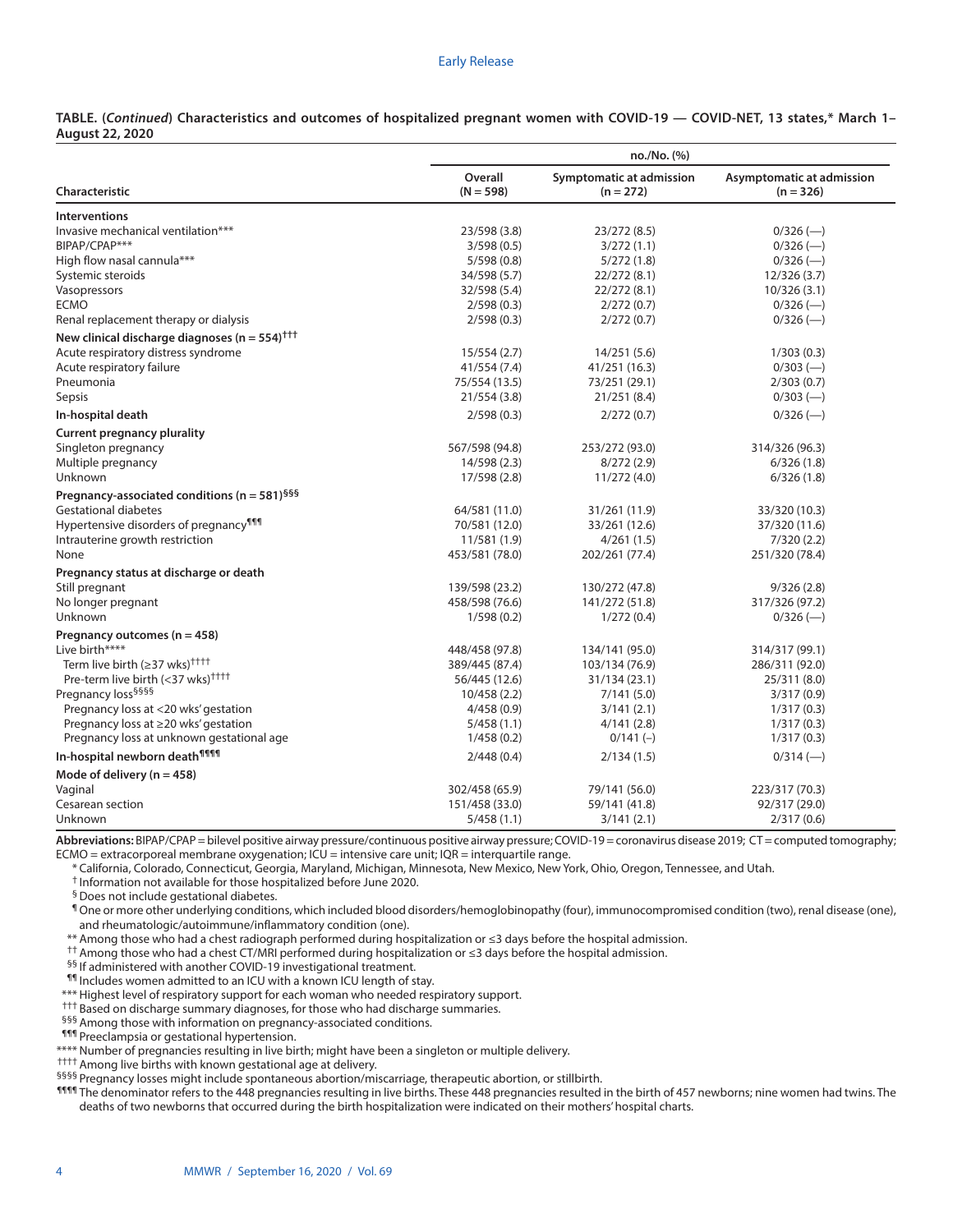**TABLE. (*Continued*) Characteristics and outcomes of hospitalized pregnant women with COVID-19 — COVID-NET, 13 states,* March 1–August 22, 2020**

| Characteristic | no./No. (%) | | |
|---|---|---|---|
| | Overall (N = 598) | Symptomatic at admission (n = 272) | Asymptomatic at admission (n = 326) |
| **Interventions** | | | |
| Invasive mechanical ventilation*** | 23/598 (3.8) | 23/272 (8.5) | 0/326 (—) |
| BIPAP/CPAP*** | 3/598 (0.5) | 3/272 (1.1) | 0/326 (—) |
| High flow nasal cannula*** | 5/598 (0.8) | 5/272 (1.8) | 0/326 (—) |
| Systemic steroids | 34/598 (5.7) | 22/272 (8.1) | 12/326 (3.7) |
| Vasopressors | 32/598 (5.4) | 22/272 (8.1) | 10/326 (3.1) |
| ECMO | 2/598 (0.3) | 2/272 (0.7) | 0/326 (—) |
| Renal replacement therapy or dialysis | 2/598 (0.3) | 2/272 (0.7) | 0/326 (—) |
| **New clinical discharge diagnoses (n = 554)†††** | | | |
| Acute respiratory distress syndrome | 15/554 (2.7) | 14/251 (5.6) | 1/303 (0.3) |
| Acute respiratory failure | 41/554 (7.4) | 41/251 (16.3) | 0/303 (—) |
| Pneumonia | 75/554 (13.5) | 73/251 (29.1) | 2/303 (0.7) |
| Sepsis | 21/554 (3.8) | 21/251 (8.4) | 0/303 (—) |
| **In-hospital death** | 2/598 (0.3) | 2/272 (0.7) | 0/326 (—) |
| **Current pregnancy plurality** | | | |
| Singleton pregnancy | 567/598 (94.8) | 253/272 (93.0) | 314/326 (96.3) |
| Multiple pregnancy | 14/598 (2.3) | 8/272 (2.9) | 6/326 (1.8) |
| Unknown | 17/598 (2.8) | 11/272 (4.0) | 6/326 (1.8) |
| **Pregnancy-associated conditions (n = 581)§§§** | | | |
| Gestational diabetes | 64/581 (11.0) | 31/261 (11.9) | 33/320 (10.3) |
| Hypertensive disorders of pregnancy¶¶¶ | 70/581 (12.0) | 33/261 (12.6) | 37/320 (11.6) |
| Intrauterine growth restriction | 11/581 (1.9) | 4/261 (1.5) | 7/320 (2.2) |
| None | 453/581 (78.0) | 202/261 (77.4) | 251/320 (78.4) |
| **Pregnancy status at discharge or death** | | | |
| Still pregnant | 139/598 (23.2) | 130/272 (47.8) | 9/326 (2.8) |
| No longer pregnant | 458/598 (76.6) | 141/272 (51.8) | 317/326 (97.2) |
| Unknown | 1/598 (0.2) | 1/272 (0.4) | 0/326 (—) |
| **Pregnancy outcomes (n = 458)** | | | |
| Live birth**** | 448/458 (97.8) | 134/141 (95.0) | 314/317 (99.1) |
| Term live birth (≥37 wks)†††† | 389/445 (87.4) | 103/134 (76.9) | 286/311 (92.0) |
| Pre-term live birth (<37 wks)†††† | 56/445 (12.6) | 31/134 (23.1) | 25/311 (8.0) |
| Pregnancy loss§§§§ | 10/458 (2.2) | 7/141 (5.0) | 3/317 (0.9) |
| Pregnancy loss at <20 wks' gestation | 4/458 (0.9) | 3/141 (2.1) | 1/317 (0.3) |
| Pregnancy loss at ≥20 wks' gestation | 5/458 (1.1) | 4/141 (2.8) | 1/317 (0.3) |
| Pregnancy loss at unknown gestational age | 1/458 (0.2) | 0/141 (–) | 1/317 (0.3) |
| **In-hospital newborn death¶¶¶¶** | 2/448 (0.4) | 2/134 (1.5) | 0/314 (—) |
| **Mode of delivery (n = 458)** | | | |
| Vaginal | 302/458 (65.9) | 79/141 (56.0) | 223/317 (70.3) |
| Cesarean section | 151/458 (33.0) | 59/141 (41.8) | 92/317 (29.0) |
| Unknown | 5/458 (1.1) | 3/141 (2.1) | 2/317 (0.6) |

**Abbreviations:** BIPAP/CPAP = bilevel positive airway pressure/continuous positive airway pressure; COVID-19 = coronavirus disease 2019; CT = computed tomography; ECMO = extracorporeal membrane oxygenation; ICU = intensive care unit; IQR = interquartile range.

\* California, Colorado, Connecticut, Georgia, Maryland, Michigan, Minnesota, New Mexico, New York, Ohio, Oregon, Tennessee, and Utah.

† Information not available for those hospitalized before June 2020.

§ Does not include gestational diabetes.

¶ One or more other underlying conditions, which included blood disorders/hemoglobinopathy (four), immunocompromised condition (two), renal disease (one), and rheumatologic/autoimmune/inflammatory condition (one).

\*\* Among those who had a chest radiograph performed during hospitalization or ≤3 days before the hospital admission.

†† Among those who had a chest CT/MRI performed during hospitalization or ≤3 days before the hospital admission.

§§ If administered with another COVID-19 investigational treatment.

¶¶ Includes women admitted to an ICU with a known ICU length of stay.

\*\*\* Highest level of respiratory support for each woman who needed respiratory support.

††† Based on discharge summary diagnoses, for those who had discharge summaries.

§§§ Among those with information on pregnancy-associated conditions.

¶¶¶ Preeclampsia or gestational hypertension.

\*\*\*\* Number of pregnancies resulting in live birth; might have been a singleton or multiple delivery.

†††† Among live births with known gestational age at delivery.

§§§§ Pregnancy losses might include spontaneous abortion/miscarriage, therapeutic abortion, or stillbirth.

¶¶¶¶ The denominator refers to the 448 pregnancies resulting in live births. These 448 pregnancies resulted in the birth of 457 newborns; nine women had twins. The deaths of two newborns that occurred during the birth hospitalization were indicated on their mothers' hospital charts.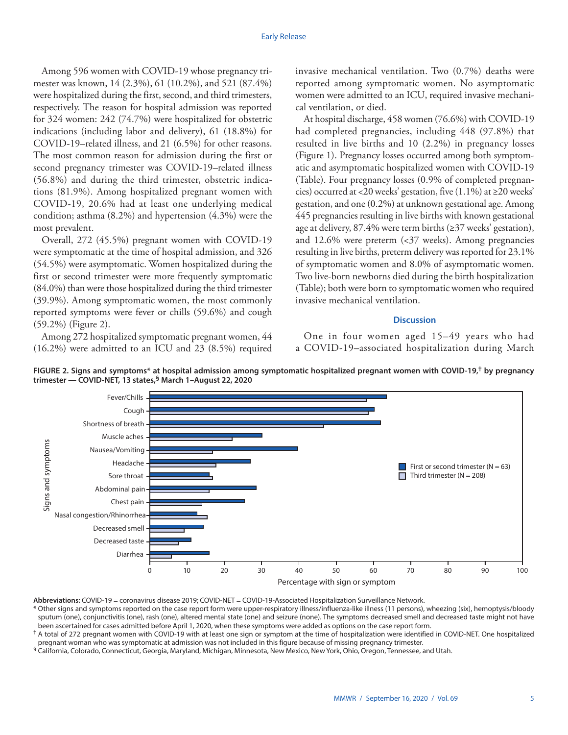Among 596 women with COVID-19 whose pregnancy trimester was known, 14 (2.3%), 61 (10.2%), and 521 (87.4%) were hospitalized during the first, second, and third trimesters, respectively. The reason for hospital admission was reported for 324 women: 242 (74.7%) were hospitalized for obstetric indications (including labor and delivery), 61 (18.8%) for COVID-19–related illness, and 21 (6.5%) for other reasons. The most common reason for admission during the first or second pregnancy trimester was COVID-19–related illness (56.8%) and during the third trimester, obstetric indications (81.9%). Among hospitalized pregnant women with COVID-19, 20.6% had at least one underlying medical condition; asthma (8.2%) and hypertension (4.3%) were the most prevalent.

Overall, 272 (45.5%) pregnant women with COVID-19 were symptomatic at the time of hospital admission, and 326 (54.5%) were asymptomatic. Women hospitalized during the first or second trimester were more frequently symptomatic (84.0%) than were those hospitalized during the third trimester (39.9%). Among symptomatic women, the most commonly reported symptoms were fever or chills (59.6%) and cough (59.2%) (Figure 2).

Among 272 hospitalized symptomatic pregnant women, 44 (16.2%) were admitted to an ICU and 23 (8.5%) required invasive mechanical ventilation. Two (0.7%) deaths were reported among symptomatic women. No asymptomatic women were admitted to an ICU, required invasive mechanical ventilation, or died.

At hospital discharge, 458 women (76.6%) with COVID-19 had completed pregnancies, including 448 (97.8%) that resulted in live births and 10 (2.2%) in pregnancy losses (Figure 1). Pregnancy losses occurred among both symptomatic and asymptomatic hospitalized women with COVID-19 (Table). Four pregnancy losses (0.9% of completed pregnancies) occurred at <20 weeks' gestation, five (1.1%) at ≥20 weeks' gestation, and one (0.2%) at unknown gestational age. Among 445 pregnancies resulting in live births with known gestational age at delivery, 87.4% were term births (≥37 weeks' gestation), and 12.6% were preterm (<37 weeks). Among pregnancies resulting in live births, preterm delivery was reported for 23.1% of symptomatic women and 8.0% of asymptomatic women. Two live-born newborns died during the birth hospitalization (Table); both were born to symptomatic women who required invasive mechanical ventilation.

## Discussion

One in four women aged 15–49 years who had a COVID-19–associated hospitalization during March

**FIGURE 2. Signs and symptoms* at hospital admission among symptomatic hospitalized pregnant women with COVID-19,† by pregnancy trimester — COVID-NET, 13 states,§ March 1–August 22, 2020**

**Abbreviations:** COVID-19 = coronavirus disease 2019; COVID-NET = COVID-19-Associated Hospitalization Surveillance Network.

\* Other signs and symptoms reported on the case report form were upper-respiratory illness/influenza-like illness (11 persons), wheezing (six), hemoptysis/bloody sputum (one), conjunctivitis (one), rash (one), altered mental state (one) and seizure (none). The symptoms decreased smell and decreased taste might not have been ascertained for cases admitted before April 1, 2020, when these symptoms were added as options on the case report form.

† A total of 272 pregnant women with COVID-19 with at least one sign or symptom at the time of hospitalization were identified in COVID-NET. One hospitalized pregnant woman who was symptomatic at admission was not included in this figure because of missing pregnancy trimester.

§ California, Colorado, Connecticut, Georgia, Maryland, Michigan, Minnesota, New Mexico, New York, Ohio, Oregon, Tennessee, and Utah.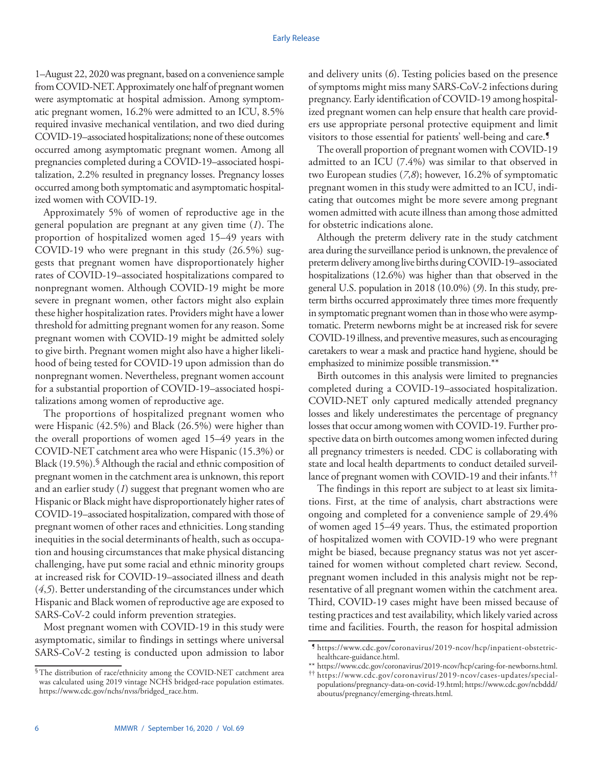1–August 22, 2020 was pregnant, based on a convenience sample from COVID-NET. Approximately one half of pregnant women were asymptomatic at hospital admission. Among symptomatic pregnant women, 16.2% were admitted to an ICU, 8.5% required invasive mechanical ventilation, and two died during COVID-19–associated hospitalizations; none of these outcomes occurred among asymptomatic pregnant women. Among all pregnancies completed during a COVID-19–associated hospitalization, 2.2% resulted in pregnancy losses. Pregnancy losses occurred among both symptomatic and asymptomatic hospitalized women with COVID-19.

Approximately 5% of women of reproductive age in the general population are pregnant at any given time (*1*). The proportion of hospitalized women aged 15–49 years with COVID-19 who were pregnant in this study (26.5%) suggests that pregnant women have disproportionately higher rates of COVID-19–associated hospitalizations compared to nonpregnant women. Although COVID-19 might be more severe in pregnant women, other factors might also explain these higher hospitalization rates. Providers might have a lower threshold for admitting pregnant women for any reason. Some pregnant women with COVID-19 might be admitted solely to give birth. Pregnant women might also have a higher likelihood of being tested for COVID-19 upon admission than do nonpregnant women. Nevertheless, pregnant women account for a substantial proportion of COVID-19–associated hospitalizations among women of reproductive age.

The proportions of hospitalized pregnant women who were Hispanic (42.5%) and Black (26.5%) were higher than the overall proportions of women aged 15–49 years in the COVID-NET catchment area who were Hispanic (15.3%) or Black (19.5%).[§] Although the racial and ethnic composition of pregnant women in the catchment area is unknown, this report and an earlier study (*1*) suggest that pregnant women who are Hispanic or Black might have disproportionately higher rates of COVID-19–associated hospitalization, compared with those of pregnant women of other races and ethnicities. Long standing inequities in the social determinants of health, such as occupation and housing circumstances that make physical distancing challenging, have put some racial and ethnic minority groups at increased risk for COVID-19–associated illness and death (*4*,*5*). Better understanding of the circumstances under which Hispanic and Black women of reproductive age are exposed to SARS-CoV-2 could inform prevention strategies.

Most pregnant women with COVID-19 in this study were asymptomatic, similar to findings in settings where universal SARS-CoV-2 testing is conducted upon admission to labor and delivery units (*6*). Testing policies based on the presence of symptoms might miss many SARS-CoV-2 infections during pregnancy. Early identification of COVID-19 among hospitalized pregnant women can help ensure that health care providers use appropriate personal protective equipment and limit visitors to those essential for patients' well-being and care.[¶]

The overall proportion of pregnant women with COVID-19 admitted to an ICU (7.4%) was similar to that observed in two European studies (*7*,*8*); however, 16.2% of symptomatic pregnant women in this study were admitted to an ICU, indicating that outcomes might be more severe among pregnant women admitted with acute illness than among those admitted for obstetric indications alone.

Although the preterm delivery rate in the study catchment area during the surveillance period is unknown, the prevalence of preterm delivery among live births during COVID-19–associated hospitalizations (12.6%) was higher than that observed in the general U.S. population in 2018 (10.0%) (*9*). In this study, preterm births occurred approximately three times more frequently in symptomatic pregnant women than in those who were asymptomatic. Preterm newborns might be at increased risk for severe COVID-19 illness, and preventive measures, such as encouraging caretakers to wear a mask and practice hand hygiene, should be emphasized to minimize possible transmission.[**]

Birth outcomes in this analysis were limited to pregnancies completed during a COVID-19–associated hospitalization. COVID-NET only captured medically attended pregnancy losses and likely underestimates the percentage of pregnancy losses that occur among women with COVID-19. Further prospective data on birth outcomes among women infected during all pregnancy trimesters is needed. CDC is collaborating with state and local health departments to conduct detailed surveillance of pregnant women with COVID-19 and their infants.[††]

The findings in this report are subject to at least six limitations. First, at the time of analysis, chart abstractions were ongoing and completed for a convenience sample of 29.4% of women aged 15–49 years. Thus, the estimated proportion of hospitalized women with COVID-19 who were pregnant might be biased, because pregnancy status was not yet ascertained for women without completed chart review. Second, pregnant women included in this analysis might not be representative of all pregnant women within the catchment area. Third, COVID-19 cases might have been missed because of testing practices and test availability, which likely varied across time and facilities. Fourth, the reason for hospital admission

---

§ The distribution of race/ethnicity among the COVID-NET catchment area was calculated using 2019 vintage NCHS bridged-race population estimates. https://www.cdc.gov/nchs/nvss/bridged_race.htm.

¶ https://www.cdc.gov/coronavirus/2019-ncov/hcp/inpatient-obstetric-healthcare-guidance.html.

** https://www.cdc.gov/coronavirus/2019-ncov/hcp/caring-for-newborns.html.

†† https://www.cdc.gov/coronavirus/2019-ncov/cases-updates/special-populations/pregnancy-data-on-covid-19.html; https://www.cdc.gov/ncbddd/aboutus/pregnancy/emerging-threats.html.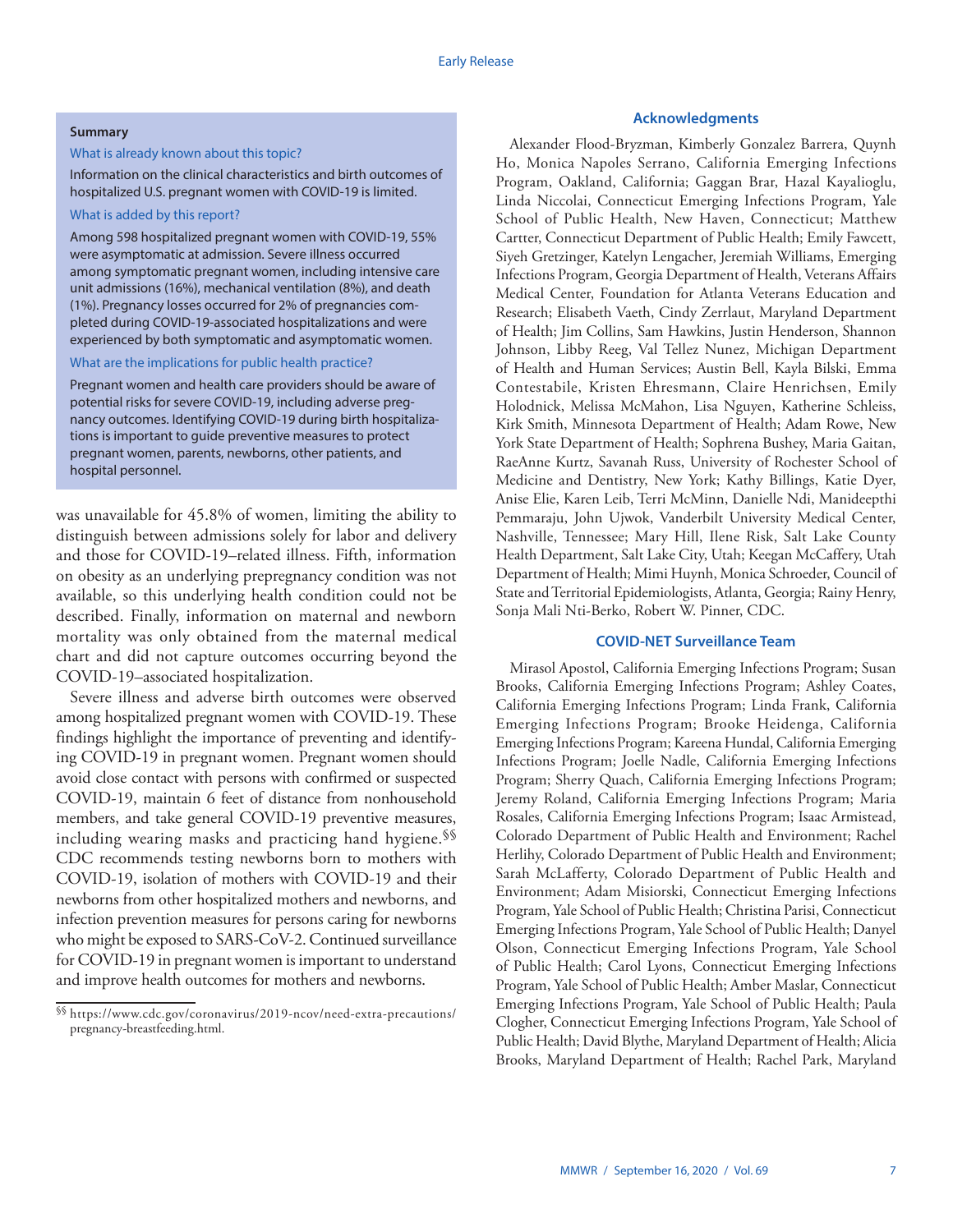**Summary**

What is already known about this topic?

Information on the clinical characteristics and birth outcomes of hospitalized U.S. pregnant women with COVID-19 is limited.

What is added by this report?

Among 598 hospitalized pregnant women with COVID-19, 55% were asymptomatic at admission. Severe illness occurred among symptomatic pregnant women, including intensive care unit admissions (16%), mechanical ventilation (8%), and death (1%). Pregnancy losses occurred for 2% of pregnancies completed during COVID-19-associated hospitalizations and were experienced by both symptomatic and asymptomatic women.

What are the implications for public health practice?

Pregnant women and health care providers should be aware of potential risks for severe COVID-19, including adverse pregnancy outcomes. Identifying COVID-19 during birth hospitalizations is important to guide preventive measures to protect pregnant women, parents, newborns, other patients, and hospital personnel.

was unavailable for 45.8% of women, limiting the ability to distinguish between admissions solely for labor and delivery and those for COVID-19–related illness. Fifth, information on obesity as an underlying prepregnancy condition was not available, so this underlying health condition could not be described. Finally, information on maternal and newborn mortality was only obtained from the maternal medical chart and did not capture outcomes occurring beyond the COVID-19–associated hospitalization.

Severe illness and adverse birth outcomes were observed among hospitalized pregnant women with COVID-19. These findings highlight the importance of preventing and identifying COVID-19 in pregnant women. Pregnant women should avoid close contact with persons with confirmed or suspected COVID-19, maintain 6 feet of distance from nonhousehold members, and take general COVID-19 preventive measures, including wearing masks and practicing hand hygiene.[§§] CDC recommends testing newborns born to mothers with COVID-19, isolation of mothers with COVID-19 and their newborns from other hospitalized mothers and newborns, and infection prevention measures for persons caring for newborns who might be exposed to SARS-CoV-2. Continued surveillance for COVID-19 in pregnant women is important to understand and improve health outcomes for mothers and newborns.

[§§] https://www.cdc.gov/coronavirus/2019-ncov/need-extra-precautions/pregnancy-breastfeeding.html.

## Acknowledgments

Alexander Flood-Bryzman, Kimberly Gonzalez Barrera, Quynh Ho, Monica Napoles Serrano, California Emerging Infections Program, Oakland, California; Gaggan Brar, Hazal Kayalioglu, Linda Niccolai, Connecticut Emerging Infections Program, Yale School of Public Health, New Haven, Connecticut; Matthew Cartter, Connecticut Department of Public Health; Emily Fawcett, Siyeh Gretzinger, Katelyn Lengacher, Jeremiah Williams, Emerging Infections Program, Georgia Department of Health, Veterans Affairs Medical Center, Foundation for Atlanta Veterans Education and Research; Elisabeth Vaeth, Cindy Zerrlaut, Maryland Department of Health; Jim Collins, Sam Hawkins, Justin Henderson, Shannon Johnson, Libby Reeg, Val Tellez Nunez, Michigan Department of Health and Human Services; Austin Bell, Kayla Bilski, Emma Contestabile, Kristen Ehresmann, Claire Henrichsen, Emily Holodnick, Melissa McMahon, Lisa Nguyen, Katherine Schleiss, Kirk Smith, Minnesota Department of Health; Adam Rowe, New York State Department of Health; Sophrena Bushey, Maria Gaitan, RaeAnne Kurtz, Savanah Russ, University of Rochester School of Medicine and Dentistry, New York; Kathy Billings, Katie Dyer, Anise Elie, Karen Leib, Terri McMinn, Danielle Ndi, Manideepthi Pemmaraju, John Ujwok, Vanderbilt University Medical Center, Nashville, Tennessee; Mary Hill, Ilene Risk, Salt Lake County Health Department, Salt Lake City, Utah; Keegan McCaffery, Utah Department of Health; Mimi Huynh, Monica Schroeder, Council of State and Territorial Epidemiologists, Atlanta, Georgia; Rainy Henry, Sonja Mali Nti-Berko, Robert W. Pinner, CDC.

## COVID-NET Surveillance Team

Mirasol Apostol, California Emerging Infections Program; Susan Brooks, California Emerging Infections Program; Ashley Coates, California Emerging Infections Program; Linda Frank, California Emerging Infections Program; Brooke Heidenga, California Emerging Infections Program; Kareena Hundal, California Emerging Infections Program; Joelle Nadle, California Emerging Infections Program; Sherry Quach, California Emerging Infections Program; Jeremy Roland, California Emerging Infections Program; Maria Rosales, California Emerging Infections Program; Isaac Armistead, Colorado Department of Public Health and Environment; Rachel Herlihy, Colorado Department of Public Health and Environment; Sarah McLafferty, Colorado Department of Public Health and Environment; Adam Misiorski, Connecticut Emerging Infections Program, Yale School of Public Health; Christina Parisi, Connecticut Emerging Infections Program, Yale School of Public Health; Danyel Olson, Connecticut Emerging Infections Program, Yale School of Public Health; Carol Lyons, Connecticut Emerging Infections Program, Yale School of Public Health; Amber Maslar, Connecticut Emerging Infections Program, Yale School of Public Health; Paula Clogher, Connecticut Emerging Infections Program, Yale School of Public Health; David Blythe, Maryland Department of Health; Alicia Brooks, Maryland Department of Health; Rachel Park, Maryland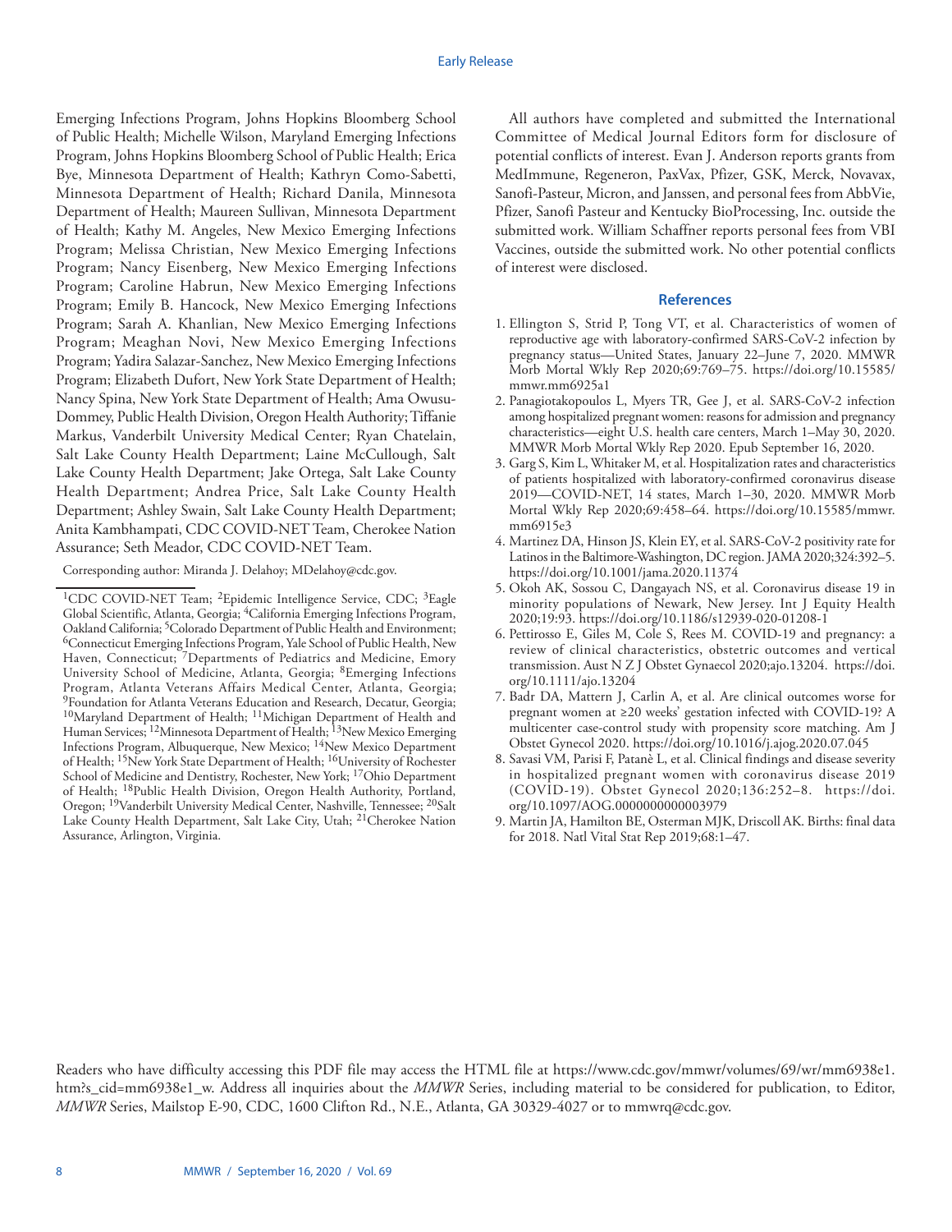Emerging Infections Program, Johns Hopkins Bloomberg School of Public Health; Michelle Wilson, Maryland Emerging Infections Program, Johns Hopkins Bloomberg School of Public Health; Erica Bye, Minnesota Department of Health; Kathryn Como-Sabetti, Minnesota Department of Health; Richard Danila, Minnesota Department of Health; Maureen Sullivan, Minnesota Department of Health; Kathy M. Angeles, New Mexico Emerging Infections Program; Melissa Christian, New Mexico Emerging Infections Program; Nancy Eisenberg, New Mexico Emerging Infections Program; Caroline Habrun, New Mexico Emerging Infections Program; Emily B. Hancock, New Mexico Emerging Infections Program; Sarah A. Khanlian, New Mexico Emerging Infections Program; Meaghan Novi, New Mexico Emerging Infections Program; Yadira Salazar-Sanchez, New Mexico Emerging Infections Program; Elizabeth Dufort, New York State Department of Health; Nancy Spina, New York State Department of Health; Ama Owusu-Dommey, Public Health Division, Oregon Health Authority; Tiffanie Markus, Vanderbilt University Medical Center; Ryan Chatelain, Salt Lake County Health Department; Laine McCullough, Salt Lake County Health Department; Jake Ortega, Salt Lake County Health Department; Andrea Price, Salt Lake County Health Department; Ashley Swain, Salt Lake County Health Department; Anita Kambhampati, CDC COVID-NET Team, Cherokee Nation Assurance; Seth Meador, CDC COVID-NET Team.

Corresponding author: Miranda J. Delahoy; MDelahoy@cdc.gov.

[1]CDC COVID-NET Team; [2]Epidemic Intelligence Service, CDC; [3]Eagle Global Scientific, Atlanta, Georgia; [4]California Emerging Infections Program, Oakland California; [5]Colorado Department of Public Health and Environment; [6]Connecticut Emerging Infections Program, Yale School of Public Health, New Haven, Connecticut; [7]Departments of Pediatrics and Medicine, Emory University School of Medicine, Atlanta, Georgia; [8]Emerging Infections Program, Atlanta Veterans Affairs Medical Center, Atlanta, Georgia; [9]Foundation for Atlanta Veterans Education and Research, Decatur, Georgia; [10]Maryland Department of Health; [11]Michigan Department of Health and Human Services; [12]Minnesota Department of Health; [13]New Mexico Emerging Infections Program, Albuquerque, New Mexico; [14]New Mexico Department of Health; [15]New York State Department of Health; [16]University of Rochester School of Medicine and Dentistry, Rochester, New York; [17]Ohio Department of Health; [18]Public Health Division, Oregon Health Authority, Portland, Oregon; [19]Vanderbilt University Medical Center, Nashville, Tennessee; [20]Salt Lake County Health Department, Salt Lake City, Utah; [21]Cherokee Nation Assurance, Arlington, Virginia.

All authors have completed and submitted the International Committee of Medical Journal Editors form for disclosure of potential conflicts of interest. Evan J. Anderson reports grants from MedImmune, Regeneron, PaxVax, Pfizer, GSK, Merck, Novavax, Sanofi-Pasteur, Micron, and Janssen, and personal fees from AbbVie, Pfizer, Sanofi Pasteur and Kentucky BioProcessing, Inc. outside the submitted work. William Schaffner reports personal fees from VBI Vaccines, outside the submitted work. No other potential conflicts of interest were disclosed.

## References

1. Ellington S, Strid P, Tong VT, et al. Characteristics of women of reproductive age with laboratory-confirmed SARS-CoV-2 infection by pregnancy status—United States, January 22–June 7, 2020. MMWR Morb Mortal Wkly Rep 2020;69:769–75. https://doi.org/10.15585/mmwr.mm6925a1
2. Panagiotakopoulos L, Myers TR, Gee J, et al. SARS-CoV-2 infection among hospitalized pregnant women: reasons for admission and pregnancy characteristics—eight U.S. health care centers, March 1–May 30, 2020. MMWR Morb Mortal Wkly Rep 2020. Epub September 16, 2020.
3. Garg S, Kim L, Whitaker M, et al. Hospitalization rates and characteristics of patients hospitalized with laboratory-confirmed coronavirus disease 2019—COVID-NET, 14 states, March 1–30, 2020. MMWR Morb Mortal Wkly Rep 2020;69:458–64. https://doi.org/10.15585/mmwr.mm6915e3
4. Martinez DA, Hinson JS, Klein EY, et al. SARS-CoV-2 positivity rate for Latinos in the Baltimore-Washington, DC region. JAMA 2020;324:392–5. https://doi.org/10.1001/jama.2020.11374
5. Okoh AK, Sossou C, Dangayach NS, et al. Coronavirus disease 19 in minority populations of Newark, New Jersey. Int J Equity Health 2020;19:93. https://doi.org/10.1186/s12939-020-01208-1
6. Pettirosso E, Giles M, Cole S, Rees M. COVID-19 and pregnancy: a review of clinical characteristics, obstetric outcomes and vertical transmission. Aust N Z J Obstet Gynaecol 2020;ajo.13204. https://doi.org/10.1111/ajo.13204
7. Badr DA, Mattern J, Carlin A, et al. Are clinical outcomes worse for pregnant women at ≥20 weeks' gestation infected with COVID-19? A multicenter case-control study with propensity score matching. Am J Obstet Gynecol 2020. https://doi.org/10.1016/j.ajog.2020.07.045
8. Savasi VM, Parisi F, Patanè L, et al. Clinical findings and disease severity in hospitalized pregnant women with coronavirus disease 2019 (COVID-19). Obstet Gynecol 2020;136:252–8. https://doi.org/10.1097/AOG.0000000000003979
9. Martin JA, Hamilton BE, Osterman MJK, Driscoll AK. Births: final data for 2018. Natl Vital Stat Rep 2019;68:1–47.

Readers who have difficulty accessing this PDF file may access the HTML file at https://www.cdc.gov/mmwr/volumes/69/wr/mm6938e1.htm?s_cid=mm6938e1_w. Address all inquiries about the *MMWR* Series, including material to be considered for publication, to Editor, *MMWR* Series, Mailstop E-90, CDC, 1600 Clifton Rd., N.E., Atlanta, GA 30329-4027 or to mmwrq@cdc.gov.